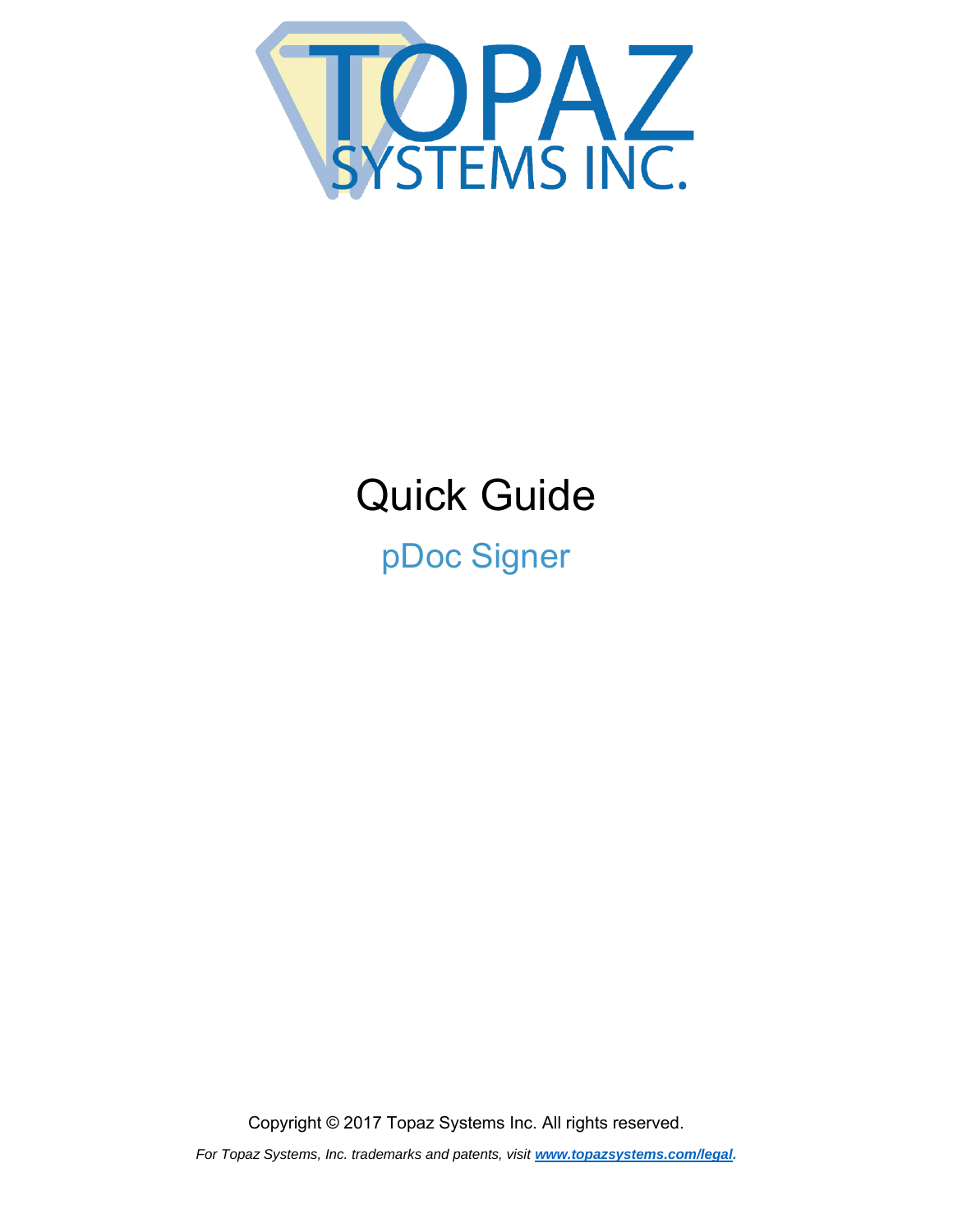# Quick Guide

## pDoc Signer

Copyright © 2017 Topaz Systems Inc. All rights reserved.

*For Topaz Systems, Inc. trademarks and patents, visit **www.topazsystems.com/legal**.*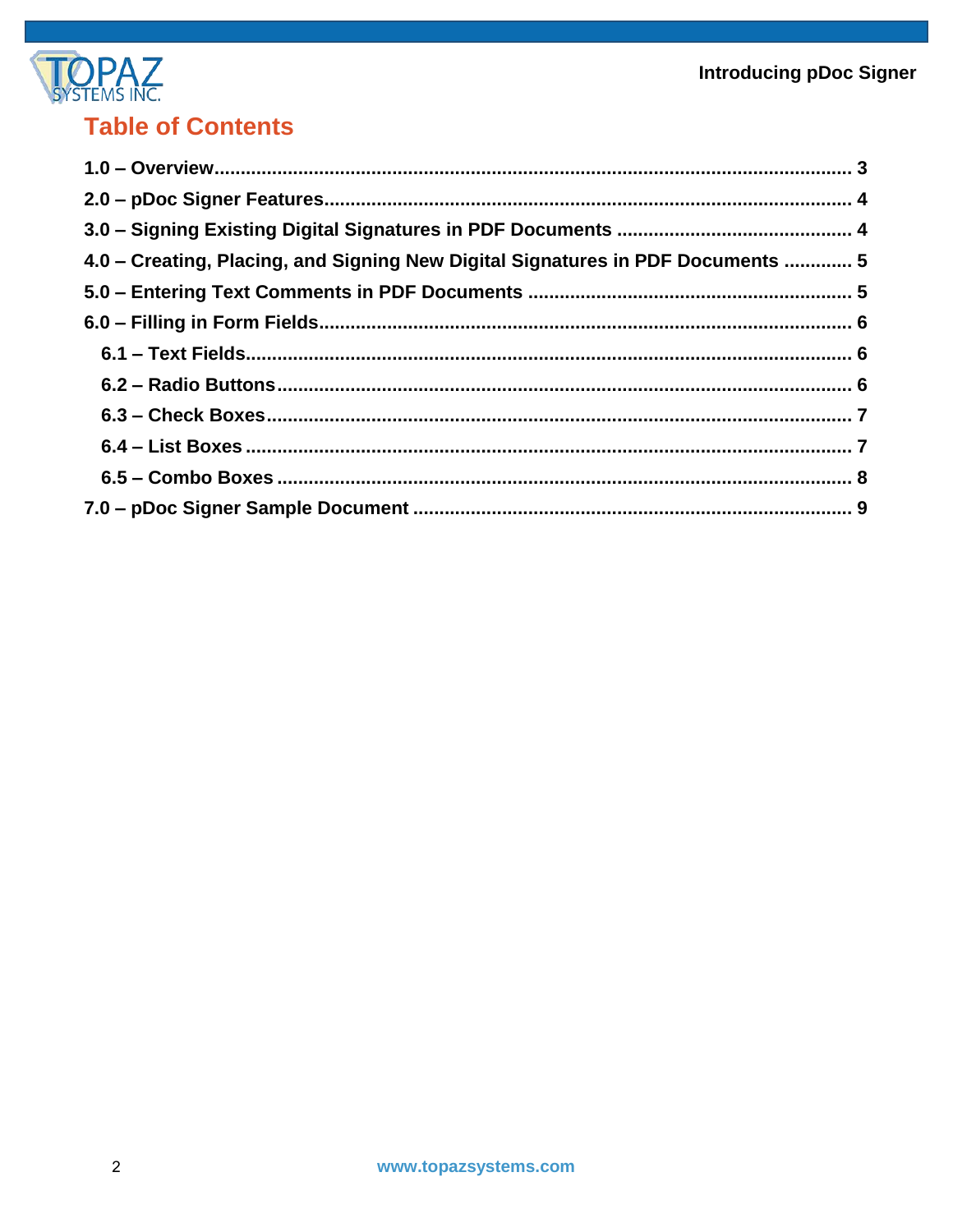## Table of Contents

**1.0 – Overview** ........................................................................................................... **3**

**2.0 – pDoc Signer Features** ........................................................................................... **4**

**3.0 – Signing Existing Digital Signatures in PDF Documents** ......................................... **4**

**4.0 – Creating, Placing, and Signing New Digital Signatures in PDF Documents** ............ **5**

**5.0 – Entering Text Comments in PDF Documents** .......................................................... **5**

**6.0 – Filling in Form Fields** ............................................................................................. **6**

- **6.1 – Text Fields** ........................................................................................................ **6**
- **6.2 – Radio Buttons** ................................................................................................... **6**
- **6.3 – Check Boxes** ..................................................................................................... **7**
- **6.4 – List Boxes** ......................................................................................................... **7**
- **6.5 – Combo Boxes** .................................................................................................... **8**

**7.0 – pDoc Signer Sample Document** ................................................................................ **9**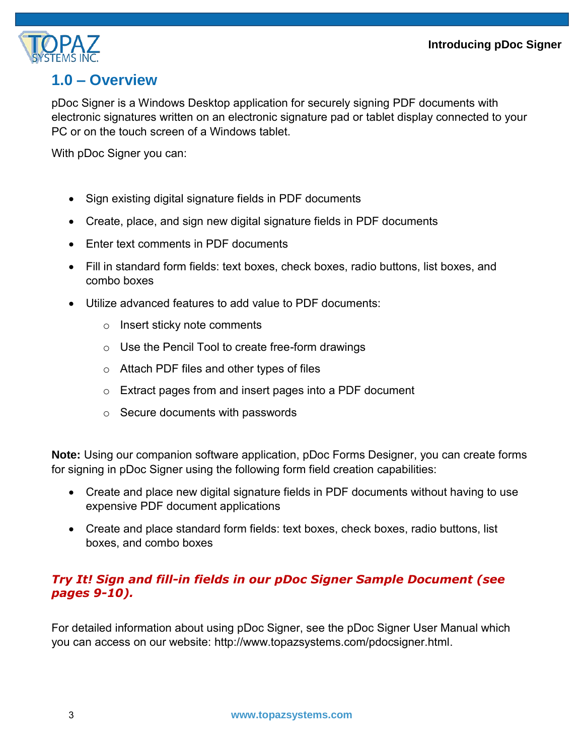## 1.0 – Overview

pDoc Signer is a Windows Desktop application for securely signing PDF documents with electronic signatures written on an electronic signature pad or tablet display connected to your PC or on the touch screen of a Windows tablet.

With pDoc Signer you can:

- Sign existing digital signature fields in PDF documents
- Create, place, and sign new digital signature fields in PDF documents
- Enter text comments in PDF documents
- Fill in standard form fields: text boxes, check boxes, radio buttons, list boxes, and combo boxes
- Utilize advanced features to add value to PDF documents:
  - Insert sticky note comments
  - Use the Pencil Tool to create free-form drawings
  - Attach PDF files and other types of files
  - Extract pages from and insert pages into a PDF document
  - Secure documents with passwords

**Note:** Using our companion software application, pDoc Forms Designer, you can create forms for signing in pDoc Signer using the following form field creation capabilities:

- Create and place new digital signature fields in PDF documents without having to use expensive PDF document applications
- Create and place standard form fields: text boxes, check boxes, radio buttons, list boxes, and combo boxes

***Try It! Sign and fill-in fields in our pDoc Signer Sample Document (see pages 9-10).***

For detailed information about using pDoc Signer, see the pDoc Signer User Manual which you can access on our website: http://www.topazsystems.com/pdocsigner.html.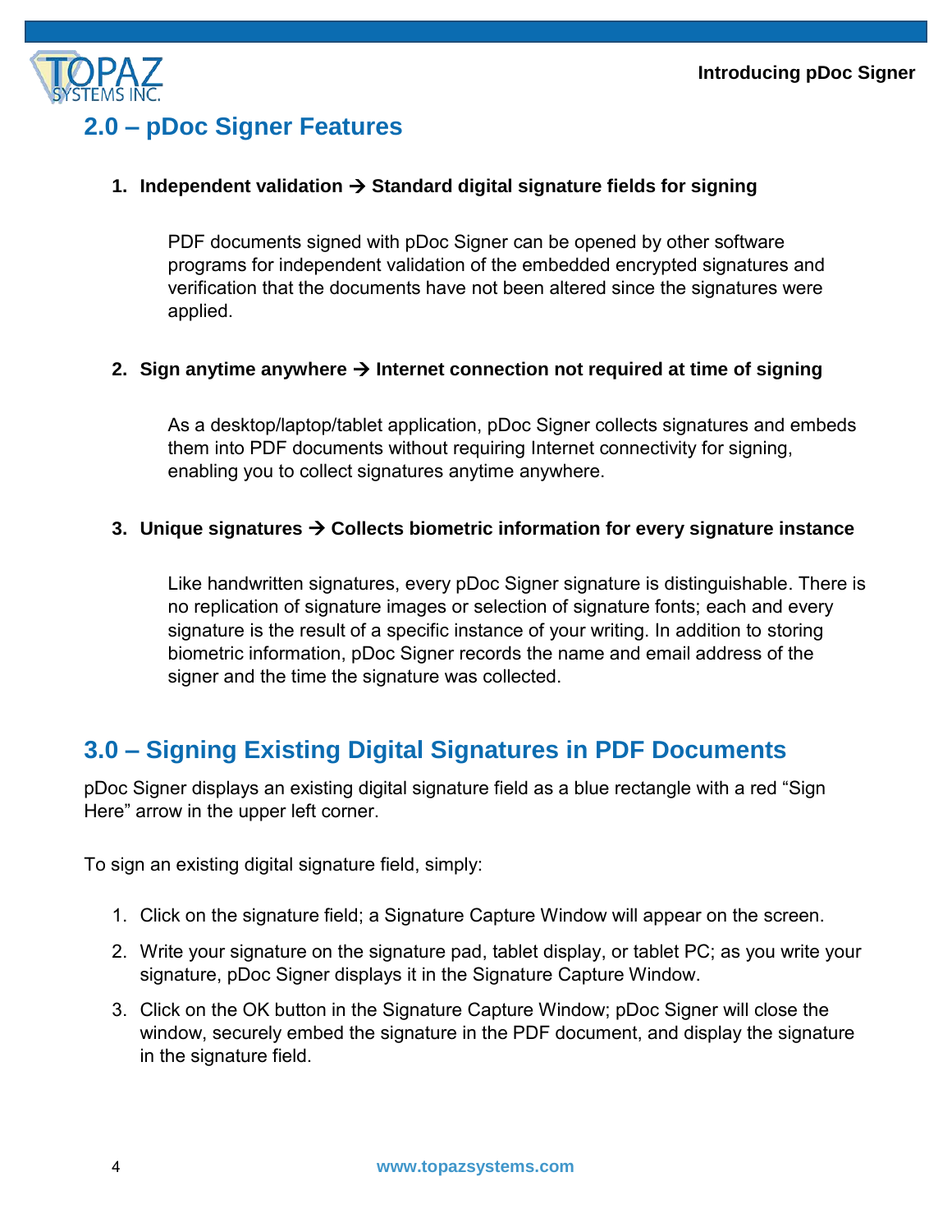## 2.0 – pDoc Signer Features

1. **Independent validation → Standard digital signature fields for signing**

   PDF documents signed with pDoc Signer can be opened by other software programs for independent validation of the embedded encrypted signatures and verification that the documents have not been altered since the signatures were applied.

2. **Sign anytime anywhere → Internet connection not required at time of signing**

   As a desktop/laptop/tablet application, pDoc Signer collects signatures and embeds them into PDF documents without requiring Internet connectivity for signing, enabling you to collect signatures anytime anywhere.

3. **Unique signatures → Collects biometric information for every signature instance**

   Like handwritten signatures, every pDoc Signer signature is distinguishable. There is no replication of signature images or selection of signature fonts; each and every signature is the result of a specific instance of your writing. In addition to storing biometric information, pDoc Signer records the name and email address of the signer and the time the signature was collected.

## 3.0 – Signing Existing Digital Signatures in PDF Documents

pDoc Signer displays an existing digital signature field as a blue rectangle with a red "Sign Here" arrow in the upper left corner.

To sign an existing digital signature field, simply:

1. Click on the signature field; a Signature Capture Window will appear on the screen.
2. Write your signature on the signature pad, tablet display, or tablet PC; as you write your signature, pDoc Signer displays it in the Signature Capture Window.
3. Click on the OK button in the Signature Capture Window; pDoc Signer will close the window, securely embed the signature in the PDF document, and display the signature in the signature field.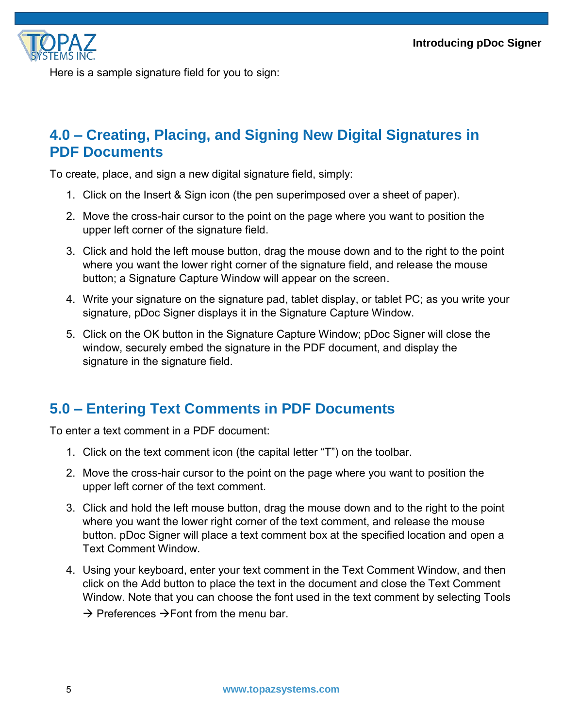Here is a sample signature field for you to sign:

## 4.0 – Creating, Placing, and Signing New Digital Signatures in PDF Documents

To create, place, and sign a new digital signature field, simply:

1. Click on the Insert & Sign icon (the pen superimposed over a sheet of paper).
2. Move the cross-hair cursor to the point on the page where you want to position the upper left corner of the signature field.
3. Click and hold the left mouse button, drag the mouse down and to the right to the point where you want the lower right corner of the signature field, and release the mouse button; a Signature Capture Window will appear on the screen.
4. Write your signature on the signature pad, tablet display, or tablet PC; as you write your signature, pDoc Signer displays it in the Signature Capture Window.
5. Click on the OK button in the Signature Capture Window; pDoc Signer will close the window, securely embed the signature in the PDF document, and display the signature in the signature field.

## 5.0 – Entering Text Comments in PDF Documents

To enter a text comment in a PDF document:

1. Click on the text comment icon (the capital letter "T") on the toolbar.
2. Move the cross-hair cursor to the point on the page where you want to position the upper left corner of the text comment.
3. Click and hold the left mouse button, drag the mouse down and to the right to the point where you want the lower right corner of the text comment, and release the mouse button. pDoc Signer will place a text comment box at the specified location and open a Text Comment Window.
4. Using your keyboard, enter your text comment in the Text Comment Window, and then click on the Add button to place the text in the document and close the Text Comment Window. Note that you can choose the font used in the text comment by selecting Tools → Preferences →Font from the menu bar.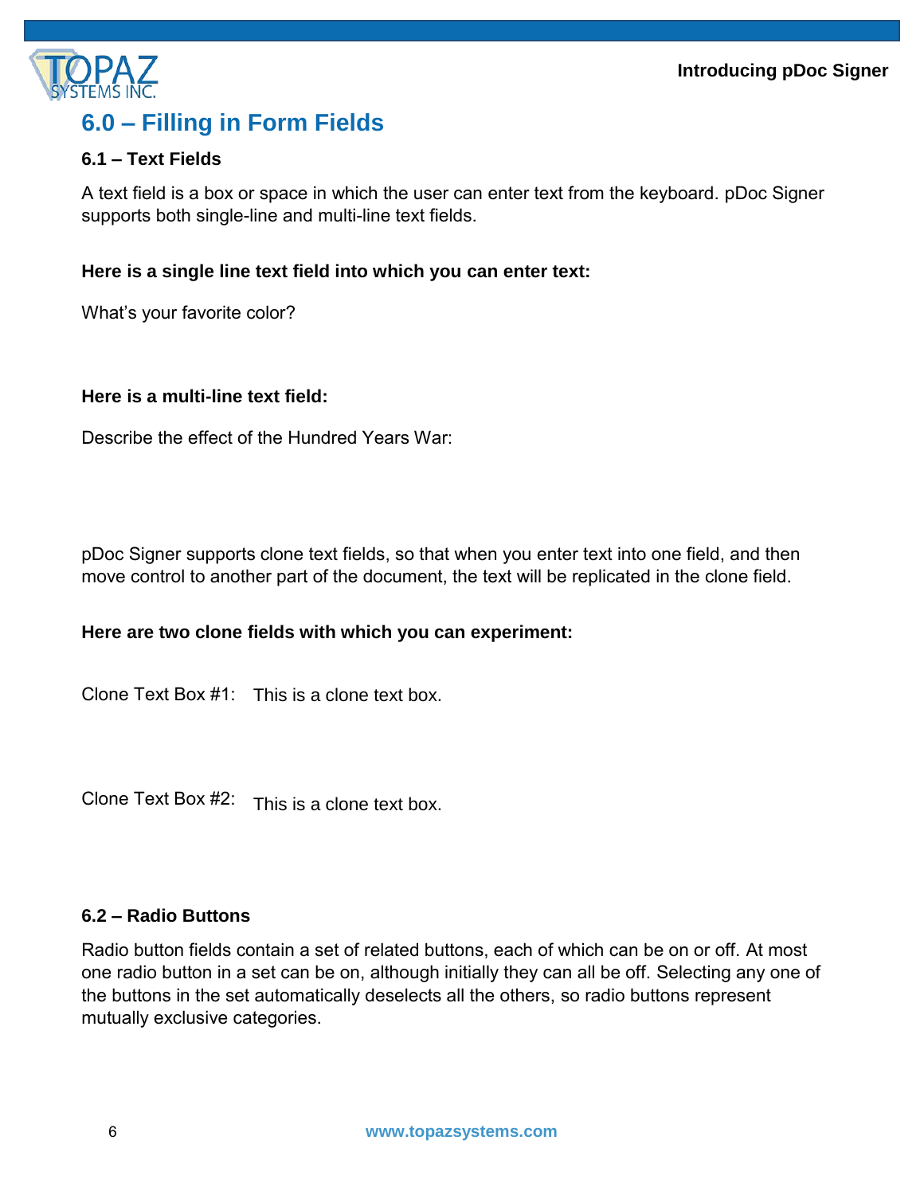# 6.0 – Filling in Form Fields

### 6.1 – Text Fields

A text field is a box or space in which the user can enter text from the keyboard. pDoc Signer supports both single-line and multi-line text fields.

**Here is a single line text field into which you can enter text:**

What's your favorite color?

**Here is a multi-line text field:**

Describe the effect of the Hundred Years War:

pDoc Signer supports clone text fields, so that when you enter text into one field, and then move control to another part of the document, the text will be replicated in the clone field.

**Here are two clone fields with which you can experiment:**

Clone Text Box #1: This is a clone text box.

Clone Text Box #2: This is a clone text box.

### 6.2 – Radio Buttons

Radio button fields contain a set of related buttons, each of which can be on or off. At most one radio button in a set can be on, although initially they can all be off. Selecting any one of the buttons in the set automatically deselects all the others, so radio buttons represent mutually exclusive categories.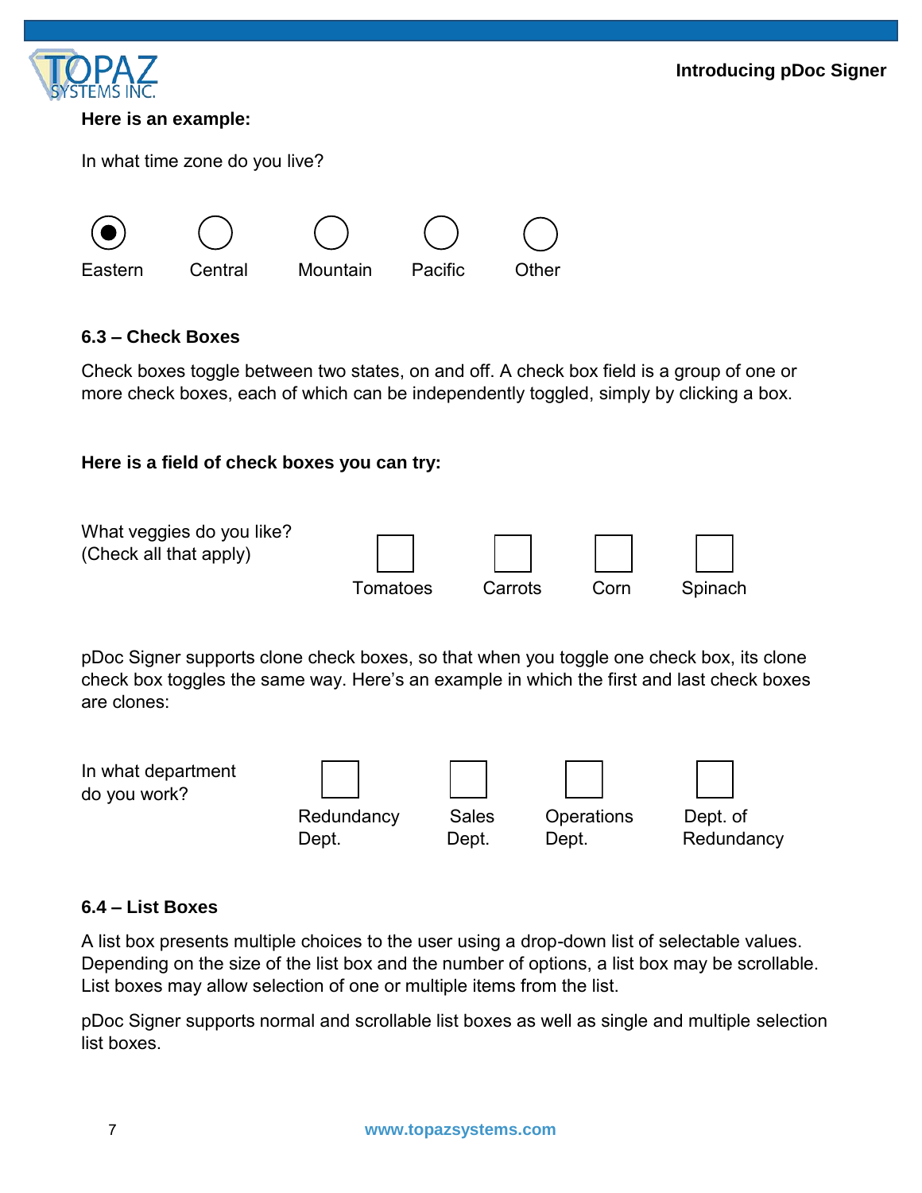**Here is an example:**

In what time zone do you live?

- (●) Eastern
- ( ) Central
- ( ) Mountain
- ( ) Pacific
- ( ) Other

**6.3 – Check Boxes**

Check boxes toggle between two states, on and off. A check box field is a group of one or more check boxes, each of which can be independently toggled, simply by clicking a box.

**Here is a field of check boxes you can try:**

What veggies do you like?
(Check all that apply)

- [ ] Tomatoes
- [ ] Carrots
- [ ] Corn
- [ ] Spinach

pDoc Signer supports clone check boxes, so that when you toggle one check box, its clone check box toggles the same way. Here's an example in which the first and last check boxes are clones:

In what department do you work?

- [ ] Redundancy Dept.
- [ ] Sales Dept.
- [ ] Operations Dept.
- [ ] Dept. of Redundancy

**6.4 – List Boxes**

A list box presents multiple choices to the user using a drop-down list of selectable values. Depending on the size of the list box and the number of options, a list box may be scrollable. List boxes may allow selection of one or multiple items from the list.

pDoc Signer supports normal and scrollable list boxes as well as single and multiple selection list boxes.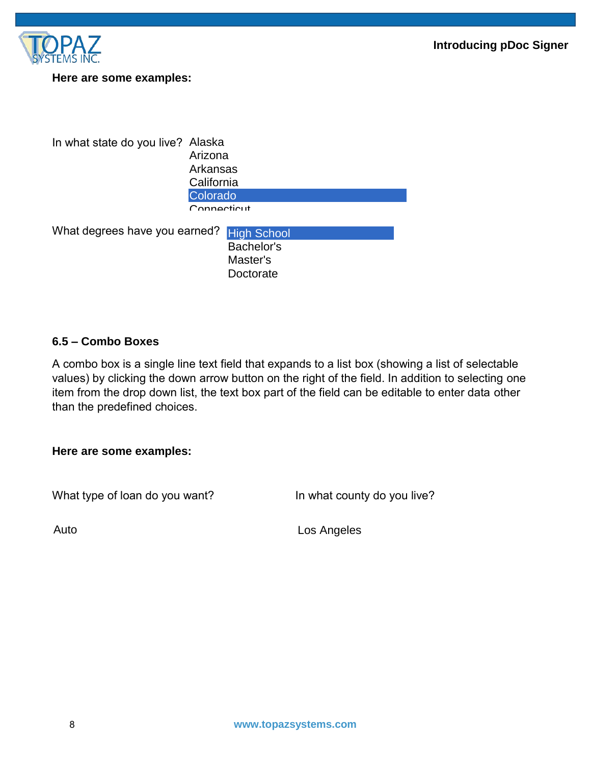**Here are some examples:**

In what state do you live?
- Alaska
- Arizona
- Arkansas
- California
- Colorado
- Connecticut

What degrees have you earned?
- High School
- Bachelor's
- Master's
- Doctorate

### 6.5 – Combo Boxes

A combo box is a single line text field that expands to a list box (showing a list of selectable values) by clicking the down arrow button on the right of the field. In addition to selecting one item from the drop down list, the text box part of the field can be editable to enter data other than the predefined choices.

**Here are some examples:**

What type of loan do you want?

Auto

In what county do you live?

Los Angeles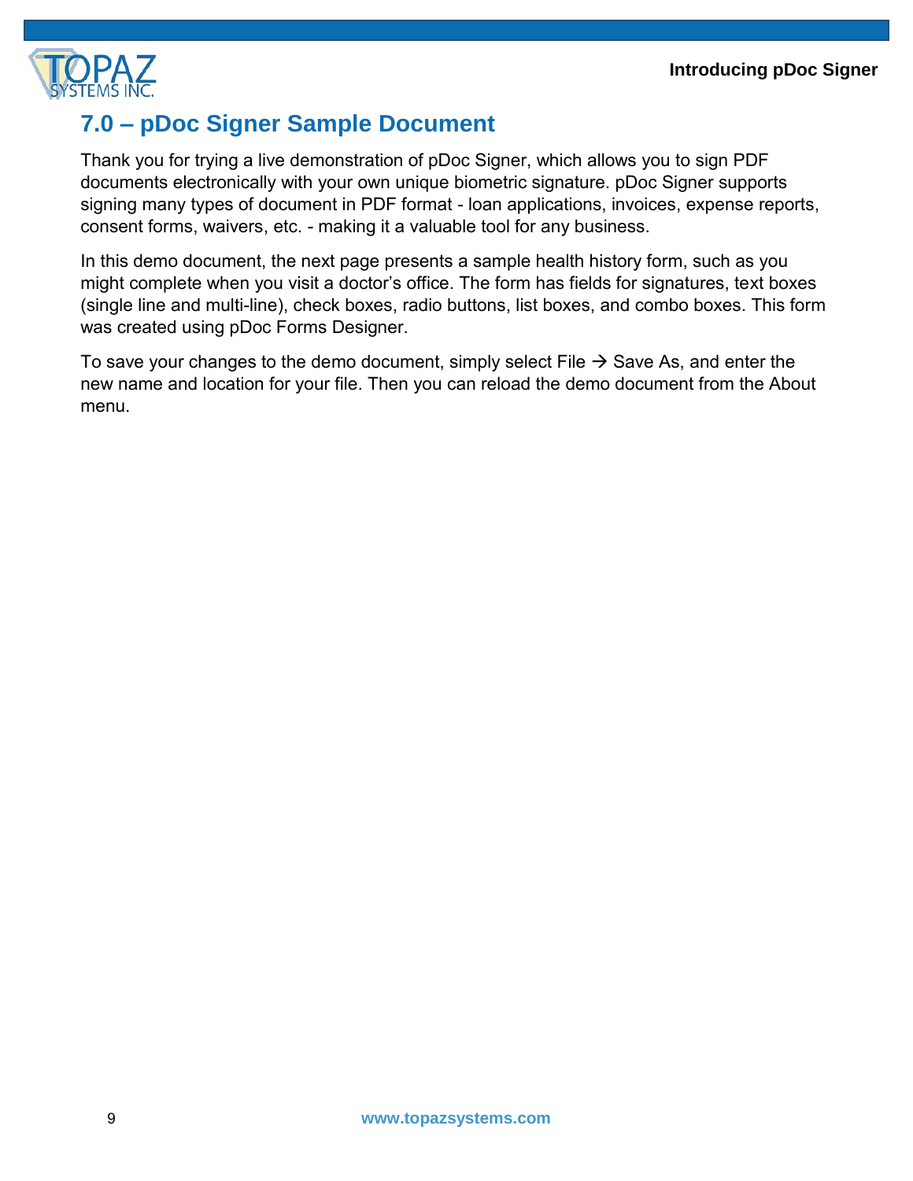## 7.0 – pDoc Signer Sample Document

Thank you for trying a live demonstration of pDoc Signer, which allows you to sign PDF documents electronically with your own unique biometric signature. pDoc Signer supports signing many types of document in PDF format - loan applications, invoices, expense reports, consent forms, waivers, etc. - making it a valuable tool for any business.

In this demo document, the next page presents a sample health history form, such as you might complete when you visit a doctor's office. The form has fields for signatures, text boxes (single line and multi-line), check boxes, radio buttons, list boxes, and combo boxes. This form was created using pDoc Forms Designer.

To save your changes to the demo document, simply select File → Save As, and enter the new name and location for your file. Then you can reload the demo document from the About menu.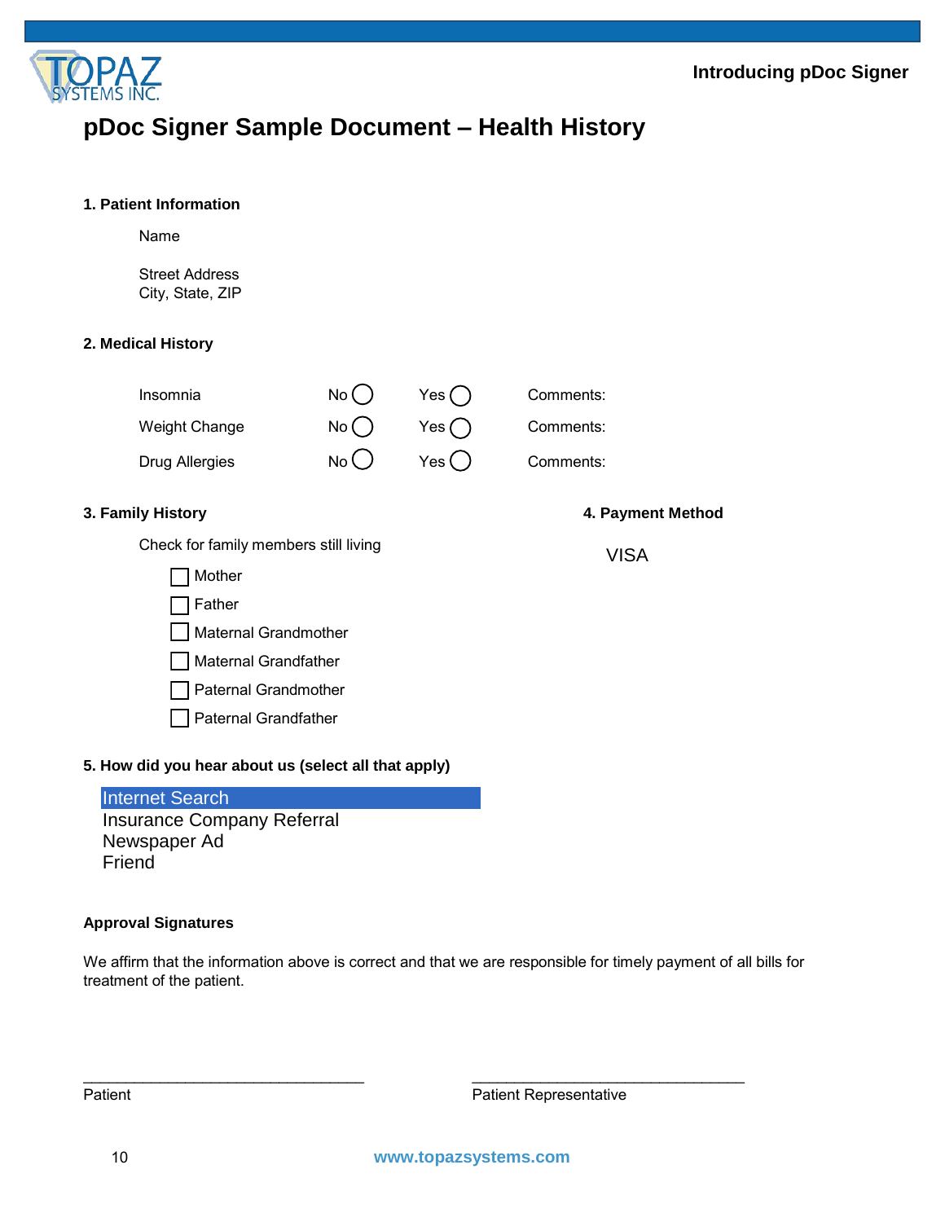# pDoc Signer Sample Document – Health History

**1. Patient Information**

Name

Street Address
City, State, ZIP

**2. Medical History**

| | | | |
|---|---|---|---|
| Insomnia | No ◯ | Yes ◯ | Comments: |
| Weight Change | No ◯ | Yes ◯ | Comments: |
| Drug Allergies | No ◯ | Yes ◯ | Comments: |

**3. Family History**

Check for family members still living

- ☐ Mother
- ☐ Father
- ☐ Maternal Grandmother
- ☐ Maternal Grandfather
- ☐ Paternal Grandmother
- ☐ Paternal Grandfather

**4. Payment Method**

VISA

**5. How did you hear about us (select all that apply)**

Internet Search
Insurance Company Referral
Newspaper Ad
Friend

**Approval Signatures**

We affirm that the information above is correct and that we are responsible for timely payment of all bills for treatment of the patient.

_________________________________ _________________________________

Patient Patient Representative